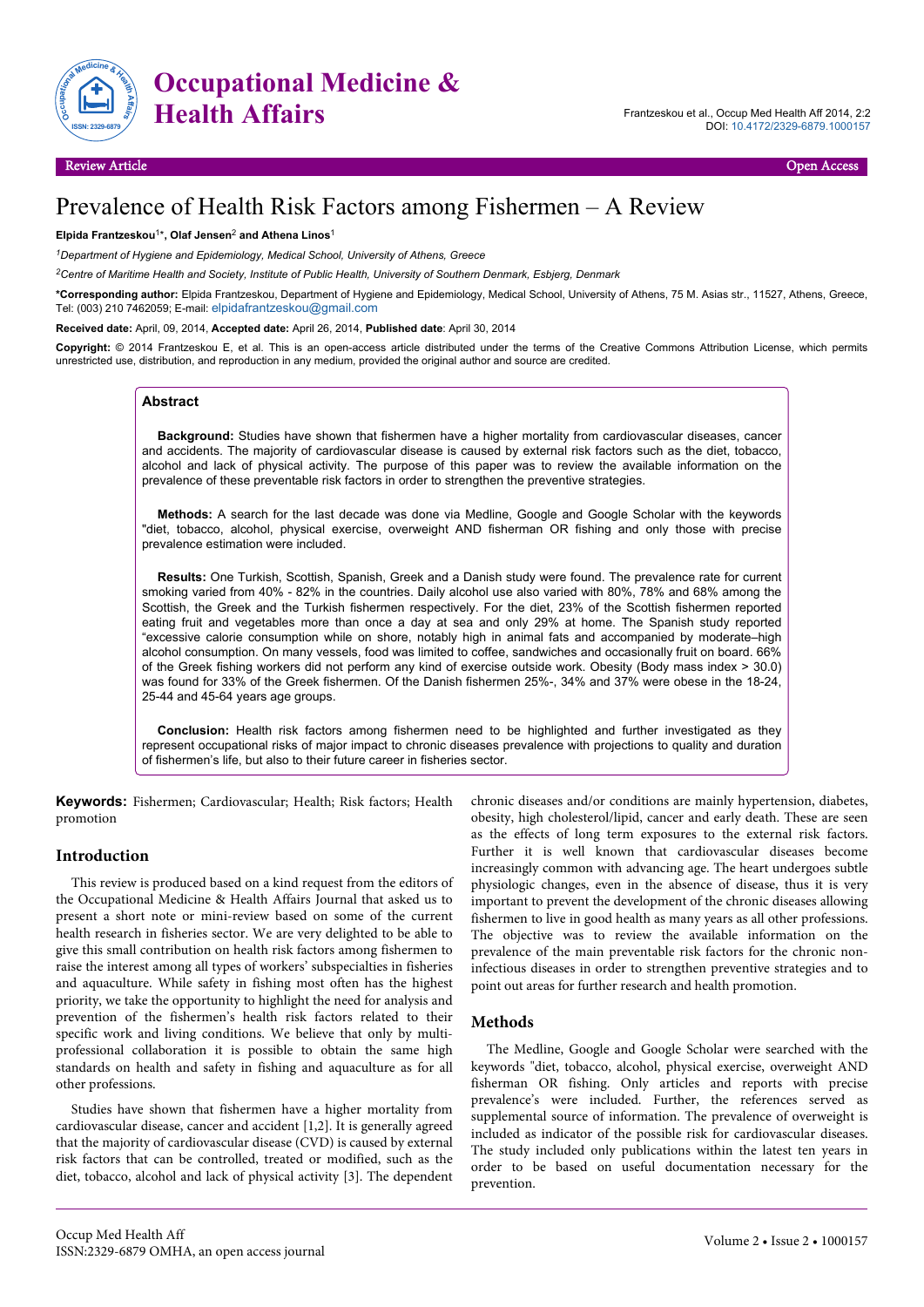# Prevalence of Health Risk Factors among Fishermen – A Review

**Elpida Frantzeskou**[1]*, **Olaf Jensen**[2] **and Athena Linos**[1]

[1]*Department of Hygiene and Epidemiology, Medical School, University of Athens, Greece*

[2]*Centre of Maritime Health and Society, Institute of Public Health, University of Southern Denmark, Esbjerg, Denmark*

***Corresponding author:** Elpida Frantzeskou, Department of Hygiene and Epidemiology, Medical School, University of Athens, 75 M. Asias str., 11527, Athens, Greece, Tel: (003) 210 7462059; E-mail: elpidafrantzeskou@gmail.com

**Received date:** April, 09, 2014, **Accepted date:** April 26, 2014, **Published date**: April 30, 2014

**Copyright:** © 2014 Frantzeskou E, et al. This is an open-access article distributed under the terms of the Creative Commons Attribution License, which permits unrestricted use, distribution, and reproduction in any medium, provided the original author and source are credited.

## Abstract

**Background:** Studies have shown that fishermen have a higher mortality from cardiovascular diseases, cancer and accidents. The majority of cardiovascular disease is caused by external risk factors such as the diet, tobacco, alcohol and lack of physical activity. The purpose of this paper was to review the available information on the prevalence of these preventable risk factors in order to strengthen the preventive strategies.

**Methods:** A search for the last decade was done via Medline, Google and Google Scholar with the keywords "diet, tobacco, alcohol, physical exercise, overweight AND fisherman OR fishing and only those with precise prevalence estimation were included.

**Results:** One Turkish, Scottish, Spanish, Greek and a Danish study were found. The prevalence rate for current smoking varied from 40% - 82% in the countries. Daily alcohol use also varied with 80%, 78% and 68% among the Scottish, the Greek and the Turkish fishermen respectively. For the diet, 23% of the Scottish fishermen reported eating fruit and vegetables more than once a day at sea and only 29% at home. The Spanish study reported "excessive calorie consumption while on shore, notably high in animal fats and accompanied by moderate–high alcohol consumption. On many vessels, food was limited to coffee, sandwiches and occasionally fruit on board. 66% of the Greek fishing workers did not perform any kind of exercise outside work. Obesity (Body mass index > 30.0) was found for 33% of the Greek fishermen. Of the Danish fishermen 25%-, 34% and 37% were obese in the 18-24, 25-44 and 45-64 years age groups.

**Conclusion:** Health risk factors among fishermen need to be highlighted and further investigated as they represent occupational risks of major impact to chronic diseases prevalence with projections to quality and duration of fishermen's life, but also to their future career in fisheries sector.

**Keywords:** Fishermen; Cardiovascular; Health; Risk factors; Health promotion

## Introduction

This review is produced based on a kind request from the editors of the Occupational Medicine & Health Affairs Journal that asked us to present a short note or mini-review based on some of the current health research in fisheries sector. We are very delighted to be able to give this small contribution on health risk factors among fishermen to raise the interest among all types of workers' subspecialties in fisheries and aquaculture. While safety in fishing most often has the highest priority, we take the opportunity to highlight the need for analysis and prevention of the fishermen's health risk factors related to their specific work and living conditions. We believe that only by multi-professional collaboration it is possible to obtain the same high standards on health and safety in fishing and aquaculture as for all other professions.

Studies have shown that fishermen have a higher mortality from cardiovascular disease, cancer and accident [1,2]. It is generally agreed that the majority of cardiovascular disease (CVD) is caused by external risk factors that can be controlled, treated or modified, such as the diet, tobacco, alcohol and lack of physical activity [3]. The dependent chronic diseases and/or conditions are mainly hypertension, diabetes, obesity, high cholesterol/lipid, cancer and early death. These are seen as the effects of long term exposures to the external risk factors. Further it is well known that cardiovascular diseases become increasingly common with advancing age. The heart undergoes subtle physiologic changes, even in the absence of disease, thus it is very important to prevent the development of the chronic diseases allowing fishermen to live in good health as many years as all other professions. The objective was to review the available information on the prevalence of the main preventable risk factors for the chronic non-infectious diseases in order to strengthen preventive strategies and to point out areas for further research and health promotion.

## Methods

The Medline, Google and Google Scholar were searched with the keywords "diet, tobacco, alcohol, physical exercise, overweight AND fisherman OR fishing. Only articles and reports with precise prevalence's were included. Further, the references served as supplemental source of information. The prevalence of overweight is included as indicator of the possible risk for cardiovascular diseases. The study included only publications within the latest ten years in order to be based on useful documentation necessary for the prevention.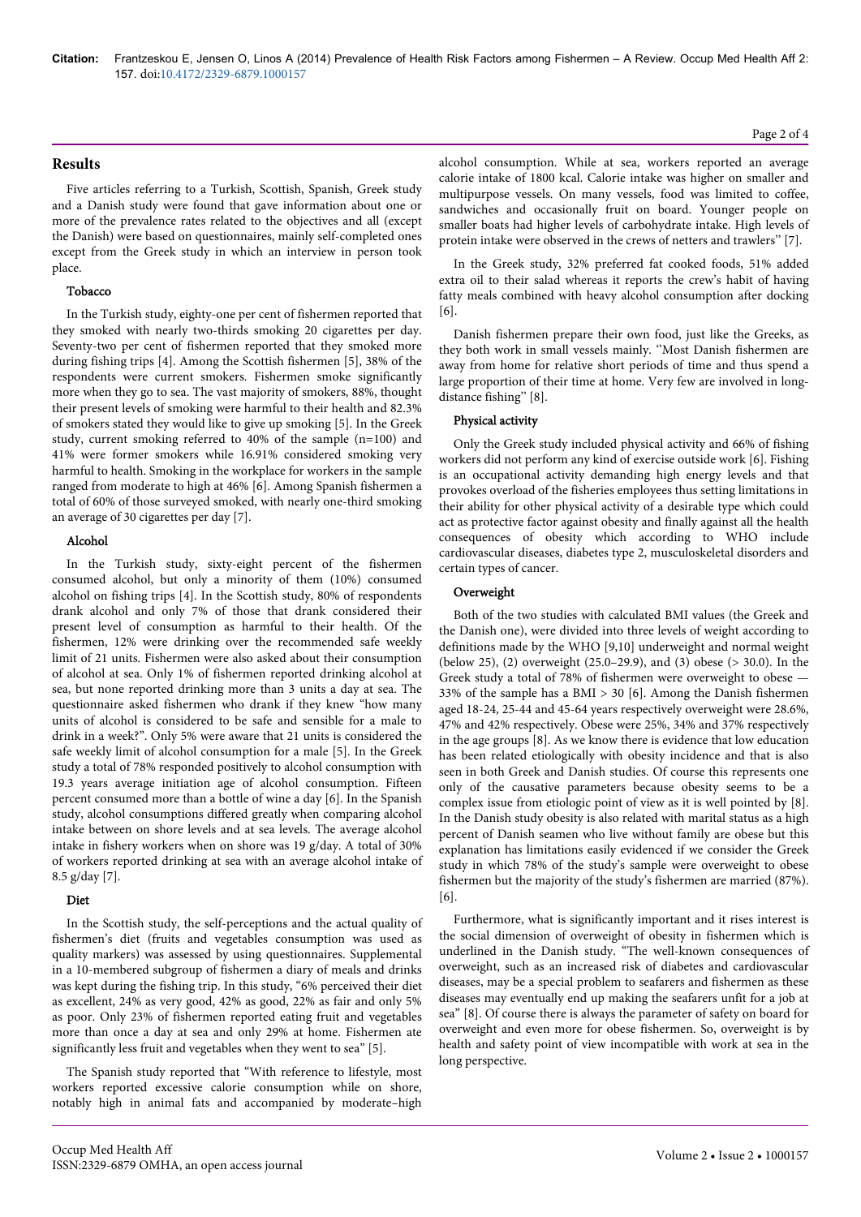## Results

Five articles referring to a Turkish, Scottish, Spanish, Greek study and a Danish study were found that gave information about one or more of the prevalence rates related to the objectives and all (except the Danish) were based on questionnaires, mainly self-completed ones except from the Greek study in which an interview in person took place.

### Tobacco

In the Turkish study, eighty-one per cent of fishermen reported that they smoked with nearly two-thirds smoking 20 cigarettes per day. Seventy-two per cent of fishermen reported that they smoked more during fishing trips [4]. Among the Scottish fishermen [5], 38% of the respondents were current smokers. Fishermen smoke significantly more when they go to sea. The vast majority of smokers, 88%, thought their present levels of smoking were harmful to their health and 82.3% of smokers stated they would like to give up smoking [5]. In the Greek study, current smoking referred to 40% of the sample (n=100) and 41% were former smokers while 16.91% considered smoking very harmful to health. Smoking in the workplace for workers in the sample ranged from moderate to high at 46% [6]. Among Spanish fishermen a total of 60% of those surveyed smoked, with nearly one-third smoking an average of 30 cigarettes per day [7].

### Alcohol

In the Turkish study, sixty-eight percent of the fishermen consumed alcohol, but only a minority of them (10%) consumed alcohol on fishing trips [4]. In the Scottish study, 80% of respondents drank alcohol and only 7% of those that drank considered their present level of consumption as harmful to their health. Of the fishermen, 12% were drinking over the recommended safe weekly limit of 21 units. Fishermen were also asked about their consumption of alcohol at sea. Only 1% of fishermen reported drinking alcohol at sea, but none reported drinking more than 3 units a day at sea. The questionnaire asked fishermen who drank if they knew "how many units of alcohol is considered to be safe and sensible for a male to drink in a week?". Only 5% were aware that 21 units is considered the safe weekly limit of alcohol consumption for a male [5]. In the Greek study a total of 78% responded positively to alcohol consumption with 19.3 years average initiation age of alcohol consumption. Fifteen percent consumed more than a bottle of wine a day [6]. In the Spanish study, alcohol consumptions differed greatly when comparing alcohol intake between on shore levels and at sea levels. The average alcohol intake in fishery workers when on shore was 19 g/day. A total of 30% of workers reported drinking at sea with an average alcohol intake of 8.5 g/day [7].

### Diet

In the Scottish study, the self-perceptions and the actual quality of fishermen's diet (fruits and vegetables consumption was used as quality markers) was assessed by using questionnaires. Supplemental in a 10-membered subgroup of fishermen a diary of meals and drinks was kept during the fishing trip. In this study, "6% perceived their diet as excellent, 24% as very good, 42% as good, 22% as fair and only 5% as poor. Only 23% of fishermen reported eating fruit and vegetables more than once a day at sea and only 29% at home. Fishermen ate significantly less fruit and vegetables when they went to sea" [5].

The Spanish study reported that "With reference to lifestyle, most workers reported excessive calorie consumption while on shore, notably high in animal fats and accompanied by moderate–high alcohol consumption. While at sea, workers reported an average calorie intake of 1800 kcal. Calorie intake was higher on smaller and multipurpose vessels. On many vessels, food was limited to coffee, sandwiches and occasionally fruit on board. Younger people on smaller boats had higher levels of carbohydrate intake. High levels of protein intake were observed in the crews of netters and trawlers" [7].

In the Greek study, 32% preferred fat cooked foods, 51% added extra oil to their salad whereas it reports the crew's habit of having fatty meals combined with heavy alcohol consumption after docking [6].

Danish fishermen prepare their own food, just like the Greeks, as they both work in small vessels mainly. "Most Danish fishermen are away from home for relative short periods of time and thus spend a large proportion of their time at home. Very few are involved in long-distance fishing" [8].

### Physical activity

Only the Greek study included physical activity and 66% of fishing workers did not perform any kind of exercise outside work [6]. Fishing is an occupational activity demanding high energy levels and that provokes overload of the fisheries employees thus setting limitations in their ability for other physical activity of a desirable type which could act as protective factor against obesity and finally against all the health consequences of obesity which according to WHO include cardiovascular diseases, diabetes type 2, musculoskeletal disorders and certain types of cancer.

### Overweight

Both of the two studies with calculated BMI values (the Greek and the Danish one), were divided into three levels of weight according to definitions made by the WHO [9,10] underweight and normal weight (below 25), (2) overweight (25.0–29.9), and (3) obese (> 30.0). In the Greek study a total of 78% of fishermen were overweight to obese — 33% of the sample has a BMI > 30 [6]. Among the Danish fishermen aged 18-24, 25-44 and 45-64 years respectively overweight were 28.6%, 47% and 42% respectively. Obese were 25%, 34% and 37% respectively in the age groups [8]. As we know there is evidence that low education has been related etiologically with obesity incidence and that is also seen in both Greek and Danish studies. Of course this represents one only of the causative parameters because obesity seems to be a complex issue from etiologic point of view as it is well pointed by [8]. In the Danish study obesity is also related with marital status as a high percent of Danish seamen who live without family are obese but this explanation has limitations easily evidenced if we consider the Greek study in which 78% of the study's sample were overweight to obese fishermen but the majority of the study's fishermen are married (87%). [6].

Furthermore, what is significantly important and it rises interest is the social dimension of overweight of obesity in fishermen which is underlined in the Danish study. "The well-known consequences of overweight, such as an increased risk of diabetes and cardiovascular diseases, may be a special problem to seafarers and fishermen as these diseases may eventually end up making the seafarers unfit for a job at sea" [8]. Of course there is always the parameter of safety on board for overweight and even more for obese fishermen. So, overweight is by health and safety point of view incompatible with work at sea in the long perspective.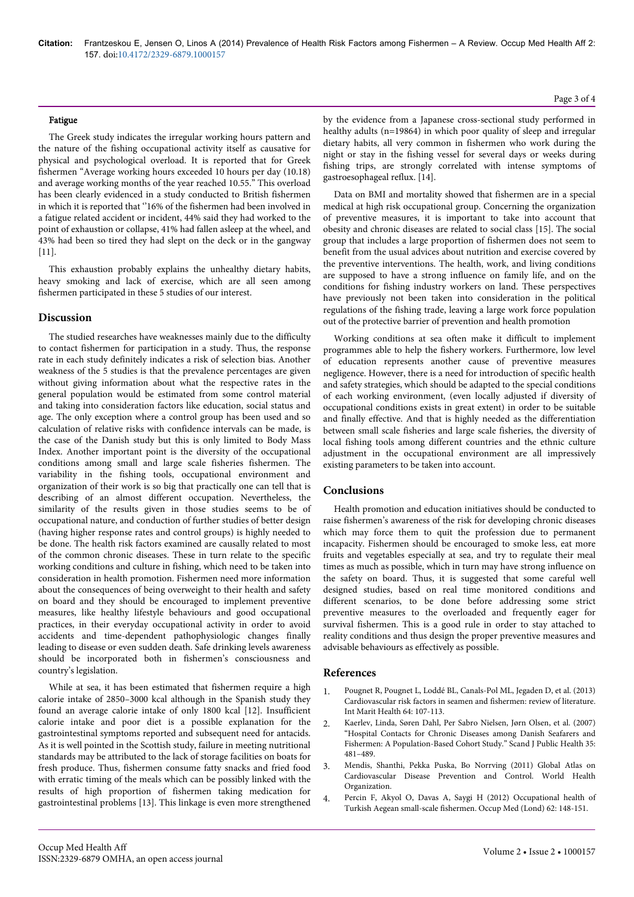#### Fatigue

The Greek study indicates the irregular working hours pattern and the nature of the fishing occupational activity itself as causative for physical and psychological overload. It is reported that for Greek fishermen "Average working hours exceeded 10 hours per day (10.18) and average working months of the year reached 10.55." This overload has been clearly evidenced in a study conducted to British fishermen in which it is reported that ''16% of the fishermen had been involved in a fatigue related accident or incident, 44% said they had worked to the point of exhaustion or collapse, 41% had fallen asleep at the wheel, and 43% had been so tired they had slept on the deck or in the gangway [11].

This exhaustion probably explains the unhealthy dietary habits, heavy smoking and lack of exercise, which are all seen among fishermen participated in these 5 studies of our interest.

## Discussion

The studied researches have weaknesses mainly due to the difficulty to contact fishermen for participation in a study. Thus, the response rate in each study definitely indicates a risk of selection bias. Another weakness of the 5 studies is that the prevalence percentages are given without giving information about what the respective rates in the general population would be estimated from some control material and taking into consideration factors like education, social status and age. The only exception where a control group has been used and so calculation of relative risks with confidence intervals can be made, is the case of the Danish study but this is only limited to Body Mass Index. Another important point is the diversity of the occupational conditions among small and large scale fisheries fishermen. The variability in the fishing tools, occupational environment and organization of their work is so big that practically one can tell that is describing of an almost different occupation. Nevertheless, the similarity of the results given in those studies seems to be of occupational nature, and conduction of further studies of better design (having higher response rates and control groups) is highly needed to be done. The health risk factors examined are causally related to most of the common chronic diseases. These in turn relate to the specific working conditions and culture in fishing, which need to be taken into consideration in health promotion. Fishermen need more information about the consequences of being overweight to their health and safety on board and they should be encouraged to implement preventive measures, like healthy lifestyle behaviours and good occupational practices, in their everyday occupational activity in order to avoid accidents and time-dependent pathophysiologic changes finally leading to disease or even sudden death. Safe drinking levels awareness should be incorporated both in fishermen's consciousness and country's legislation.

While at sea, it has been estimated that fishermen require a high calorie intake of 2850–3000 kcal although in the Spanish study they found an average calorie intake of only 1800 kcal [12]. Insufficient calorie intake and poor diet is a possible explanation for the gastrointestinal symptoms reported and subsequent need for antacids. As it is well pointed in the Scottish study, failure in meeting nutritional standards may be attributed to the lack of storage facilities on boats for fresh produce. Thus, fishermen consume fatty snacks and fried food with erratic timing of the meals which can be possibly linked with the results of high proportion of fishermen taking medication for gastrointestinal problems [13]. This linkage is even more strengthened by the evidence from a Japanese cross-sectional study performed in healthy adults (n=19864) in which poor quality of sleep and irregular dietary habits, all very common in fishermen who work during the night or stay in the fishing vessel for several days or weeks during fishing trips, are strongly correlated with intense symptoms of gastroesophageal reflux. [14].

Data on BMI and mortality showed that fishermen are in a special medical at high risk occupational group. Concerning the organization of preventive measures, it is important to take into account that obesity and chronic diseases are related to social class [15]. The social group that includes a large proportion of fishermen does not seem to benefit from the usual advices about nutrition and exercise covered by the preventive interventions. The health, work, and living conditions are supposed to have a strong influence on family life, and on the conditions for fishing industry workers on land. These perspectives have previously not been taken into consideration in the political regulations of the fishing trade, leaving a large work force population out of the protective barrier of prevention and health promotion

Working conditions at sea often make it difficult to implement programmes able to help the fishery workers. Furthermore, low level of education represents another cause of preventive measures negligence. However, there is a need for introduction of specific health and safety strategies, which should be adapted to the special conditions of each working environment, (even locally adjusted if diversity of occupational conditions exists in great extent) in order to be suitable and finally effective. And that is highly needed as the differentiation between small scale fisheries and large scale fisheries, the diversity of local fishing tools among different countries and the ethnic culture adjustment in the occupational environment are all impressively existing parameters to be taken into account.

## Conclusions

Health promotion and education initiatives should be conducted to raise fishermen's awareness of the risk for developing chronic diseases which may force them to quit the profession due to permanent incapacity. Fishermen should be encouraged to smoke less, eat more fruits and vegetables especially at sea, and try to regulate their meal times as much as possible, which in turn may have strong influence on the safety on board. Thus, it is suggested that some careful well designed studies, based on real time monitored conditions and different scenarios, to be done before addressing some strict preventive measures to the overloaded and frequently eager for survival fishermen. This is a good rule in order to stay attached to reality conditions and thus design the proper preventive measures and advisable behaviours as effectively as possible.

## References

1. Pougnet R, Pougnet L, Loddé BL, Canals-Pol ML, Jegaden D, et al. (2013) Cardiovascular risk factors in seamen and fishermen: review of literature. Int Marit Health 64: 107-113.
2. Kaerlev, Linda, Søren Dahl, Per Sabro Nielsen, Jørn Olsen, et al. (2007) "Hospital Contacts for Chronic Diseases among Danish Seafarers and Fishermen: A Population-Based Cohort Study." Scand J Public Health 35: 481–489.
3. Mendis, Shanthi, Pekka Puska, Bo Norrving (2011) Global Atlas on Cardiovascular Disease Prevention and Control. World Health Organization.
4. Percin F, Akyol O, Davas A, Saygi H (2012) Occupational health of Turkish Aegean small-scale fishermen. Occup Med (Lond) 62: 148-151.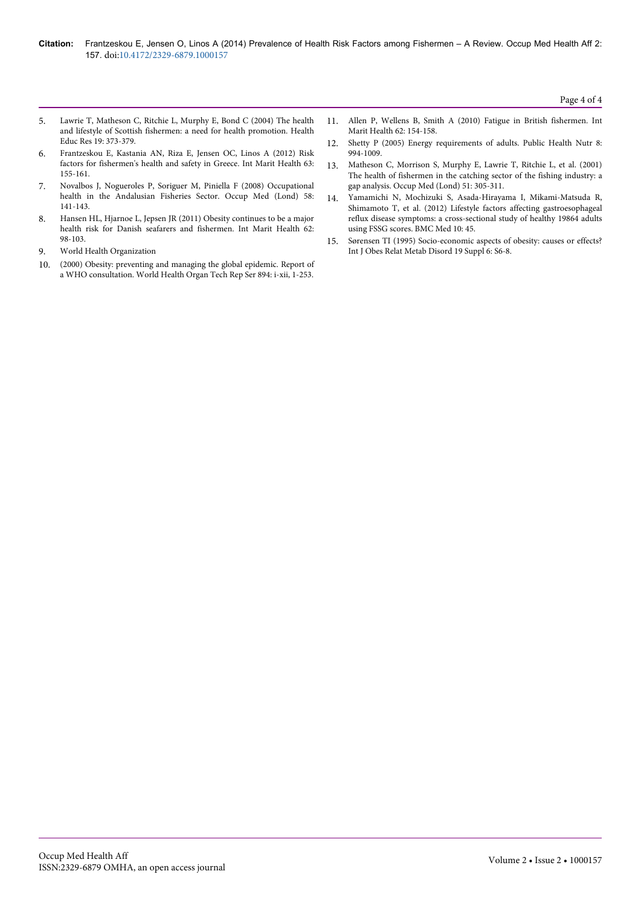5. Lawrie T, Matheson C, Ritchie L, Murphy E, Bond C (2004) The health and lifestyle of Scottish fishermen: a need for health promotion. Health Educ Res 19: 373-379.
6. Frantzeskou E, Kastania AN, Riza E, Jensen OC, Linos A (2012) Risk factors for fishermen's health and safety in Greece. Int Marit Health 63: 155-161.
7. Novalbos J, Nogueroles P, Soriguer M, Piniella F (2008) Occupational health in the Andalusian Fisheries Sector. Occup Med (Lond) 58: 141-143.
8. Hansen HL, Hjarnoe L, Jepsen JR (2011) Obesity continues to be a major health risk for Danish seafarers and fishermen. Int Marit Health 62: 98-103.
9. World Health Organization
10. (2000) Obesity: preventing and managing the global epidemic. Report of a WHO consultation. World Health Organ Tech Rep Ser 894: i-xii, 1-253.
11. Allen P, Wellens B, Smith A (2010) Fatigue in British fishermen. Int Marit Health 62: 154-158.
12. Shetty P (2005) Energy requirements of adults. Public Health Nutr 8: 994-1009.
13. Matheson C, Morrison S, Murphy E, Lawrie T, Ritchie L, et al. (2001) The health of fishermen in the catching sector of the fishing industry: a gap analysis. Occup Med (Lond) 51: 305-311.
14. Yamamichi N, Mochizuki S, Asada-Hirayama I, Mikami-Matsuda R, Shimamoto T, et al. (2012) Lifestyle factors affecting gastroesophageal reflux disease symptoms: a cross-sectional study of healthy 19864 adults using FSSG scores. BMC Med 10: 45.
15. Sørensen TI (1995) Socio-economic aspects of obesity: causes or effects? Int J Obes Relat Metab Disord 19 Suppl 6: S6-8.